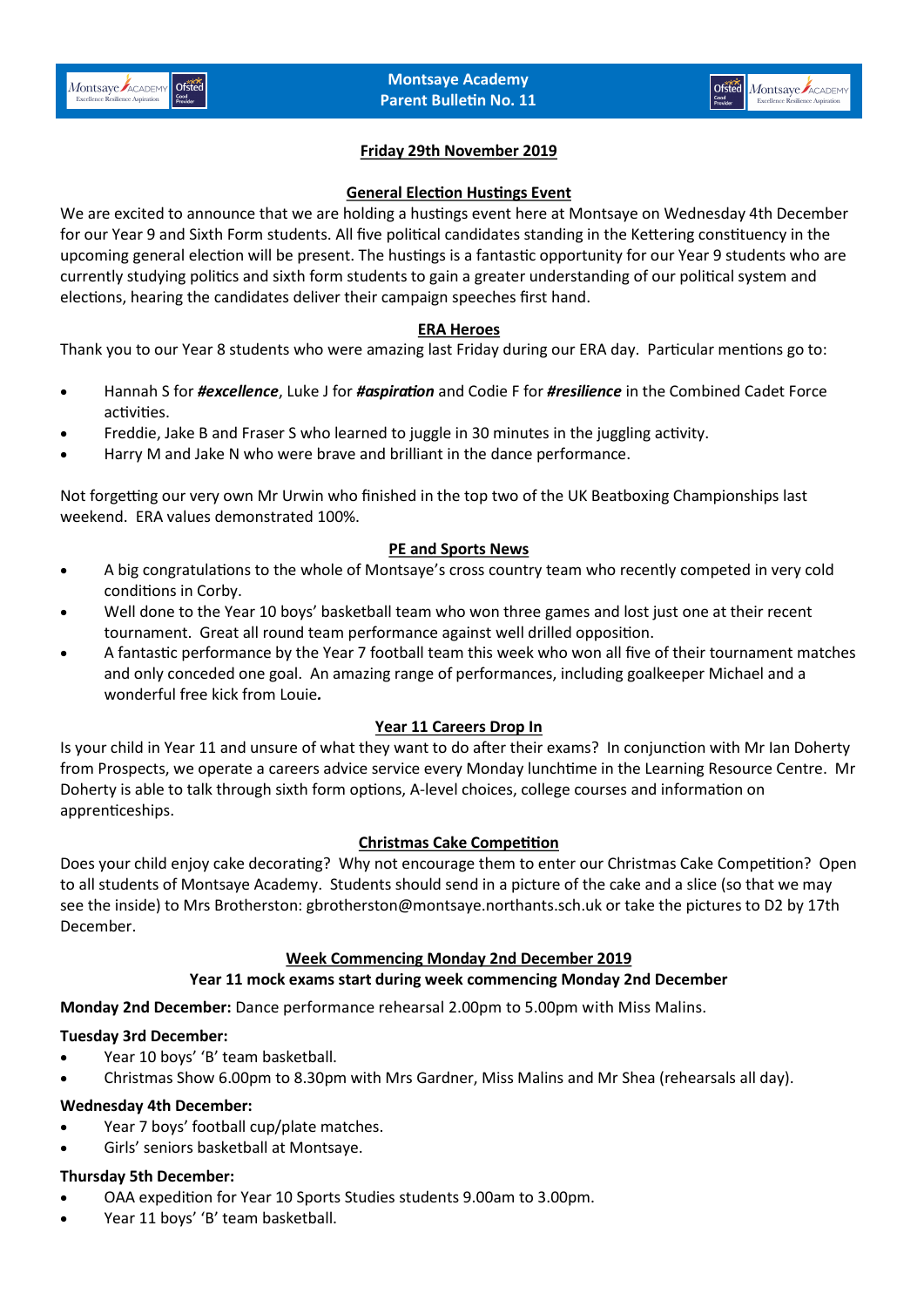# Montsaye Academy
# Parent Bulletin No. 11

## Friday 29th November 2019

### General Election Hustings Event

We are excited to announce that we are holding a hustings event here at Montsaye on Wednesday 4th December for our Year 9 and Sixth Form students. All five political candidates standing in the Kettering constituency in the upcoming general election will be present. The hustings is a fantastic opportunity for our Year 9 students who are currently studying politics and sixth form students to gain a greater understanding of our political system and elections, hearing the candidates deliver their campaign speeches first hand.

### ERA Heroes

Thank you to our Year 8 students who were amazing last Friday during our ERA day. Particular mentions go to:

- Hannah S for ***#excellence***, Luke J for ***#aspiration*** and Codie F for ***#resilience*** in the Combined Cadet Force activities.
- Freddie, Jake B and Fraser S who learned to juggle in 30 minutes in the juggling activity.
- Harry M and Jake N who were brave and brilliant in the dance performance.

Not forgetting our very own Mr Urwin who finished in the top two of the UK Beatboxing Championships last weekend. ERA values demonstrated 100%.

### PE and Sports News

- A big congratulations to the whole of Montsaye's cross country team who recently competed in very cold conditions in Corby.
- Well done to the Year 10 boys' basketball team who won three games and lost just one at their recent tournament. Great all round team performance against well drilled opposition.
- A fantastic performance by the Year 7 football team this week who won all five of their tournament matches and only conceded one goal. An amazing range of performances, including goalkeeper Michael and a wonderful free kick from Louie.

### Year 11 Careers Drop In

Is your child in Year 11 and unsure of what they want to do after their exams? In conjunction with Mr Ian Doherty from Prospects, we operate a careers advice service every Monday lunchtime in the Learning Resource Centre. Mr Doherty is able to talk through sixth form options, A-level choices, college courses and information on apprenticeships.

### Christmas Cake Competition

Does your child enjoy cake decorating? Why not encourage them to enter our Christmas Cake Competition? Open to all students of Montsaye Academy. Students should send in a picture of the cake and a slice (so that we may see the inside) to Mrs Brotherston: gbrotherston@montsaye.northants.sch.uk or take the pictures to D2 by 17th December.

### Week Commencing Monday 2nd December 2019

**Year 11 mock exams start during week commencing Monday 2nd December**

**Monday 2nd December:** Dance performance rehearsal 2.00pm to 5.00pm with Miss Malins.

**Tuesday 3rd December:**

- Year 10 boys' 'B' team basketball.
- Christmas Show 6.00pm to 8.30pm with Mrs Gardner, Miss Malins and Mr Shea (rehearsals all day).

**Wednesday 4th December:**

- Year 7 boys' football cup/plate matches.
- Girls' seniors basketball at Montsaye.

**Thursday 5th December:**

- OAA expedition for Year 10 Sports Studies students 9.00am to 3.00pm.
- Year 11 boys' 'B' team basketball.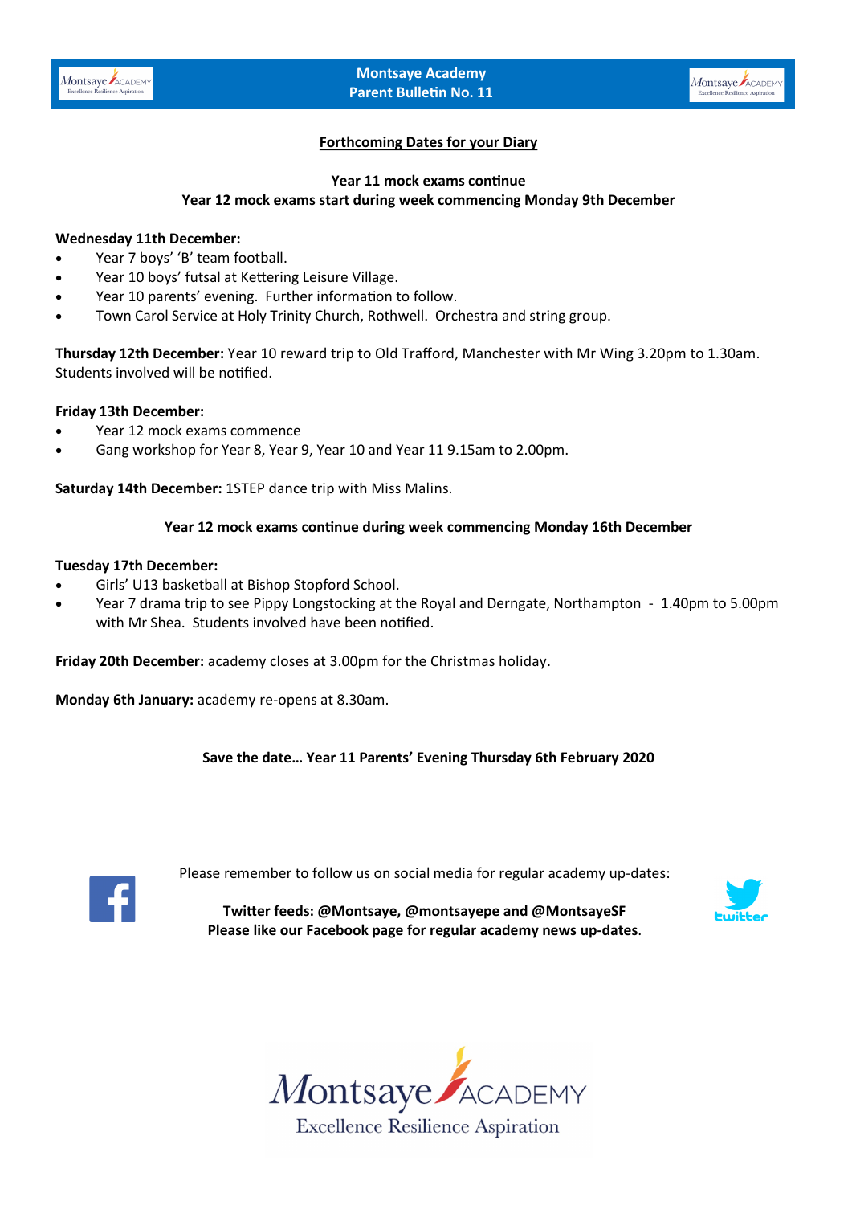## Montsaye Academy
## Parent Bulletin No. 11

### Forthcoming Dates for your Diary

**Year 11 mock exams continue**
**Year 12 mock exams start during week commencing Monday 9th December**

**Wednesday 11th December:**

- Year 7 boys' 'B' team football.
- Year 10 boys' futsal at Kettering Leisure Village.
- Year 10 parents' evening. Further information to follow.
- Town Carol Service at Holy Trinity Church, Rothwell. Orchestra and string group.

**Thursday 12th December:** Year 10 reward trip to Old Trafford, Manchester with Mr Wing 3.20pm to 1.30am. Students involved will be notified.

**Friday 13th December:**

- Year 12 mock exams commence
- Gang workshop for Year 8, Year 9, Year 10 and Year 11 9.15am to 2.00pm.

**Saturday 14th December:** 1STEP dance trip with Miss Malins.

**Year 12 mock exams continue during week commencing Monday 16th December**

**Tuesday 17th December:**

- Girls' U13 basketball at Bishop Stopford School.
- Year 7 drama trip to see Pippy Longstocking at the Royal and Derngate, Northampton - 1.40pm to 5.00pm with Mr Shea. Students involved have been notified.

**Friday 20th December:** academy closes at 3.00pm for the Christmas holiday.

**Monday 6th January:** academy re-opens at 8.30am.

**Save the date… Year 11 Parents' Evening Thursday 6th February 2020**

Please remember to follow us on social media for regular academy up-dates:

**Twitter feeds: @Montsaye, @montsayepe and @MontsayeSF**
**Please like our Facebook page for regular academy news up-dates**.

Montsaye ACADEMY
Excellence Resilience Aspiration